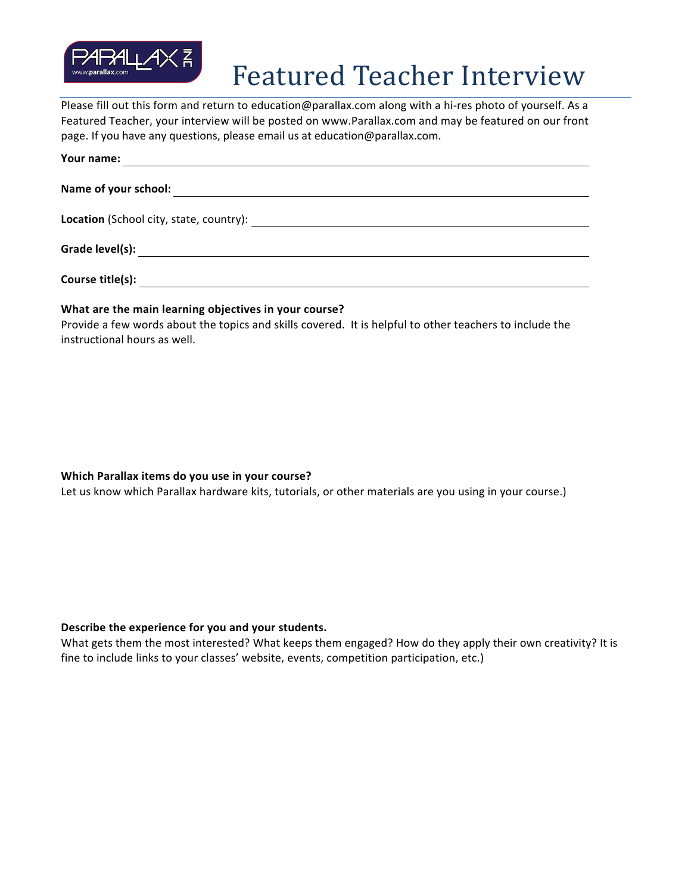# Featured Teacher Interview

Please fill out this form and return to education@parallax.com along with a hi-res photo of yourself. As a Featured Teacher, your interview will be posted on www.Parallax.com and may be featured on our front page. If you have any questions, please email us at education@parallax.com.

**Your name:** ______________________________

**Name of your school:** ______________________________

**Location** (School city, state, country): ______________________________

**Grade level(s):** ______________________________

**Course title(s):** ______________________________

**What are the main learning objectives in your course?**
Provide a few words about the topics and skills covered. It is helpful to other teachers to include the instructional hours as well.

**Which Parallax items do you use in your course?**
Let us know which Parallax hardware kits, tutorials, or other materials are you using in your course.)

**Describe the experience for you and your students.**
What gets them the most interested? What keeps them engaged? How do they apply their own creativity? It is fine to include links to your classes' website, events, competition participation, etc.)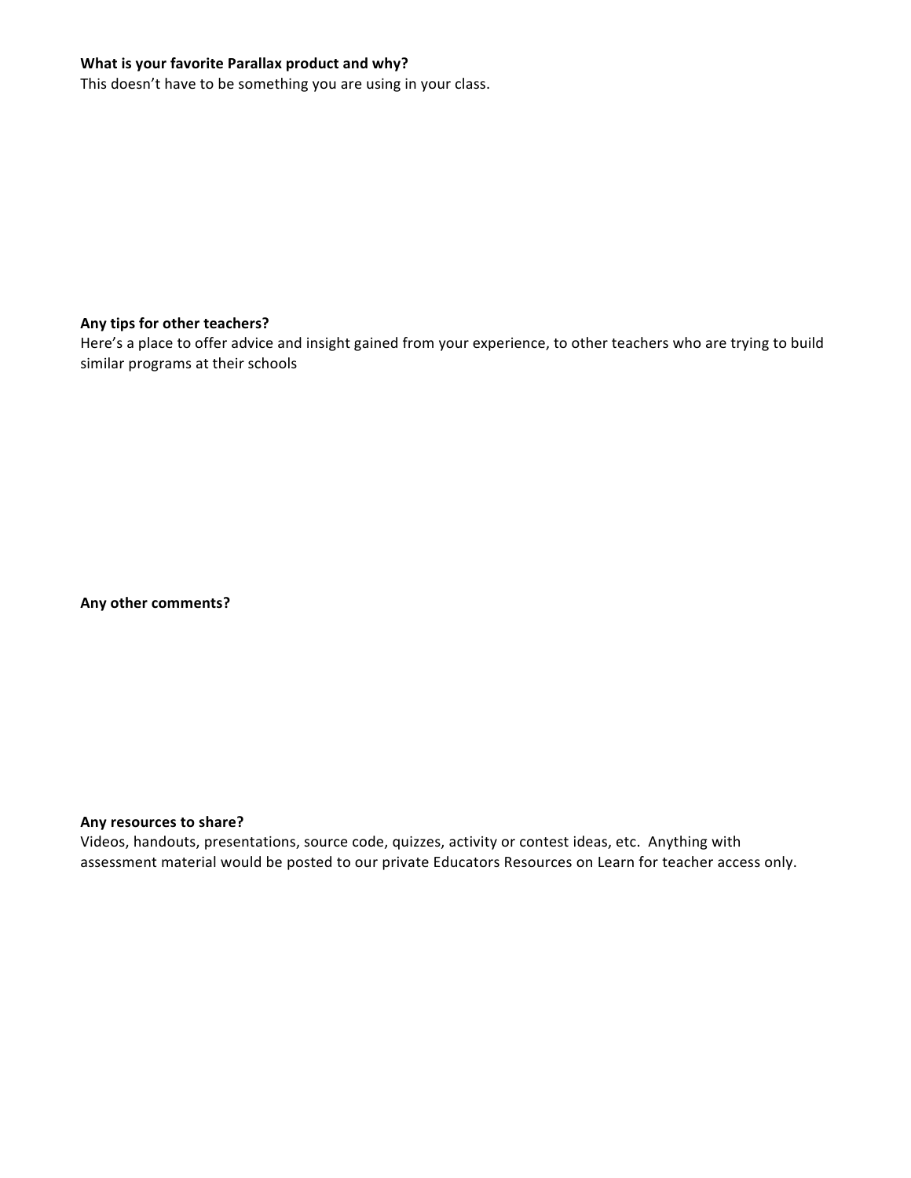**What is your favorite Parallax product and why?**
This doesn't have to be something you are using in your class.

**Any tips for other teachers?**
Here's a place to offer advice and insight gained from your experience, to other teachers who are trying to build similar programs at their schools

**Any other comments?**

**Any resources to share?**
Videos, handouts, presentations, source code, quizzes, activity or contest ideas, etc. Anything with assessment material would be posted to our private Educators Resources on Learn for teacher access only.